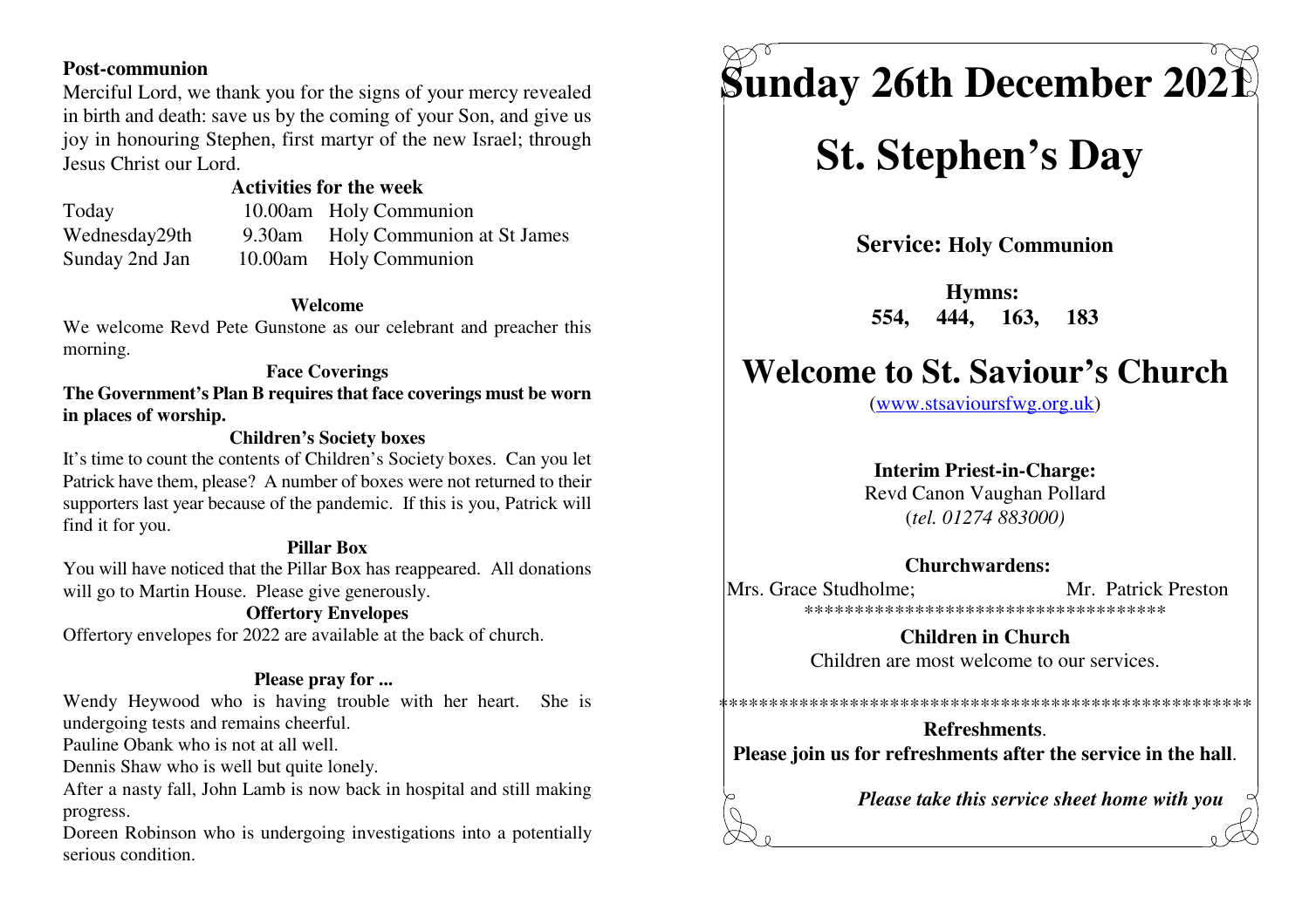**Post-communion**

Merciful Lord, we thank you for the signs of your mercy revealed in birth and death: save us by the coming of your Son, and give us joy in honouring Stephen, first martyr of the new Israel; through Jesus Christ our Lord.

**Activities for the week**

| | | |
|---|---|---|
| Today | 10.00am | Holy Communion |
| Wednesday29th | 9.30am | Holy Communion at St James |
| Sunday 2nd Jan | 10.00am | Holy Communion |

**Welcome**

We welcome Revd Pete Gunstone as our celebrant and preacher this morning.

**Face Coverings**

**The Government's Plan B requires that face coverings must be worn in places of worship.**

**Children's Society boxes**

It's time to count the contents of Children's Society boxes. Can you let Patrick have them, please? A number of boxes were not returned to their supporters last year because of the pandemic. If this is you, Patrick will find it for you.

**Pillar Box**

You will have noticed that the Pillar Box has reappeared. All donations will go to Martin House. Please give generously.

**Offertory Envelopes**

Offertory envelopes for 2022 are available at the back of church.

**Please pray for ...**

Wendy Heywood who is having trouble with her heart. She is undergoing tests and remains cheerful.

Pauline Obank who is not at all well.

Dennis Shaw who is well but quite lonely.

After a nasty fall, John Lamb is now back in hospital and still making progress.

Doreen Robinson who is undergoing investigations into a potentially serious condition.

# Sunday 26th December 2021

# St. Stephen's Day

**Service: Holy Communion**

**Hymns:**
**554, 444, 163, 183**

# Welcome to St. Saviour's Church

(www.stsavioursfwg.org.uk)

**Interim Priest-in-Charge:**
Revd Canon Vaughan Pollard
(*tel. 01274 883000)*

**Churchwardens:**
Mrs. Grace Studholme; Mr. Patrick Preston

***********************************

**Children in Church**
Children are most welcome to our services.

*****************************************************

**Refreshments**.
**Please join us for refreshments after the service in the hall**.

***Please take this service sheet home with you***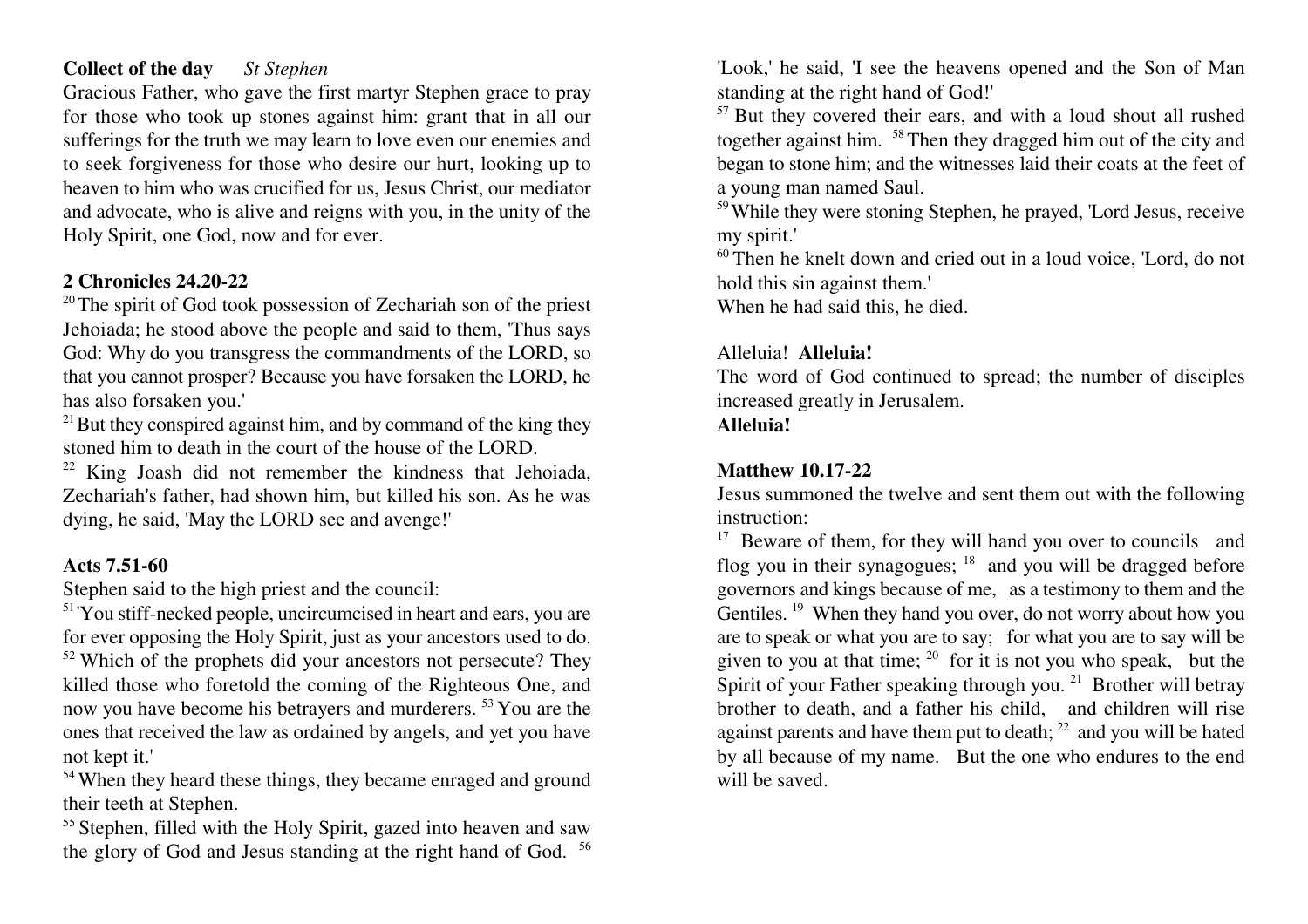**Collect of the day** *St Stephen*

Gracious Father, who gave the first martyr Stephen grace to pray for those who took up stones against him: grant that in all our sufferings for the truth we may learn to love even our enemies and to seek forgiveness for those who desire our hurt, looking up to heaven to him who was crucified for us, Jesus Christ, our mediator and advocate, who is alive and reigns with you, in the unity of the Holy Spirit, one God, now and for ever.

**2 Chronicles 24.20-22**

[20] The spirit of God took possession of Zechariah son of the priest Jehoiada; he stood above the people and said to them, 'Thus says God: Why do you transgress the commandments of the LORD, so that you cannot prosper? Because you have forsaken the LORD, he has also forsaken you.'

[21] But they conspired against him, and by command of the king they stoned him to death in the court of the house of the LORD.

[22] King Joash did not remember the kindness that Jehoiada, Zechariah's father, had shown him, but killed his son. As he was dying, he said, 'May the LORD see and avenge!'

**Acts 7.51-60**

Stephen said to the high priest and the council:

[51] 'You stiff-necked people, uncircumcised in heart and ears, you are for ever opposing the Holy Spirit, just as your ancestors used to do. [52] Which of the prophets did your ancestors not persecute? They killed those who foretold the coming of the Righteous One, and now you have become his betrayers and murderers. [53] You are the ones that received the law as ordained by angels, and yet you have not kept it.'

[54] When they heard these things, they became enraged and ground their teeth at Stephen.

[55] Stephen, filled with the Holy Spirit, gazed into heaven and saw the glory of God and Jesus standing at the right hand of God. [56] 'Look,' he said, 'I see the heavens opened and the Son of Man standing at the right hand of God!'

[57] But they covered their ears, and with a loud shout all rushed together against him. [58] Then they dragged him out of the city and began to stone him; and the witnesses laid their coats at the feet of a young man named Saul.

[59] While they were stoning Stephen, he prayed, 'Lord Jesus, receive my spirit.'

[60] Then he knelt down and cried out in a loud voice, 'Lord, do not hold this sin against them.'

When he had said this, he died.

Alleluia! **Alleluia!**

The word of God continued to spread; the number of disciples increased greatly in Jerusalem.

**Alleluia!**

**Matthew 10.17-22**

Jesus summoned the twelve and sent them out with the following instruction:

[17] Beware of them, for they will hand you over to councils and flog you in their synagogues; [18] and you will be dragged before governors and kings because of me, as a testimony to them and the Gentiles. [19] When they hand you over, do not worry about how you are to speak or what you are to say; for what you are to say will be given to you at that time; [20] for it is not you who speak, but the Spirit of your Father speaking through you. [21] Brother will betray brother to death, and a father his child, and children will rise against parents and have them put to death; [22] and you will be hated by all because of my name. But the one who endures to the end will be saved.